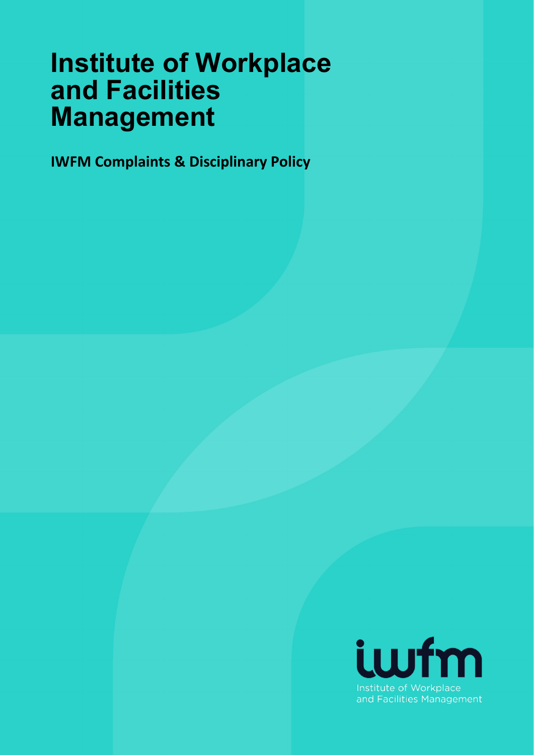# Institute of Workplace and Facilities Management

**IWFM Complaints & Disciplinary Policy**

iwfm

Institute of Workplace and Facilities Management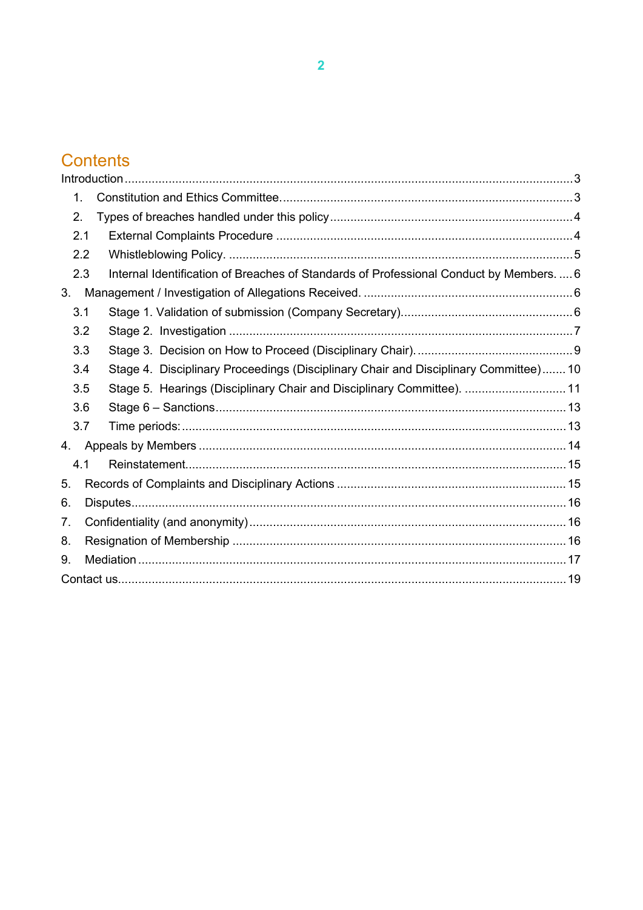# Contents

Introduction .......... 3

1. Constitution and Ethics Committee. .......... 3
2. Types of breaches handled under this policy .......... 4

2.1 External Complaints Procedure .......... 4

2.2 Whistleblowing Policy. .......... 5

2.3 Internal Identification of Breaches of Standards of Professional Conduct by Members. .......... 6

3. Management / Investigation of Allegations Received. .......... 6

3.1 Stage 1. Validation of submission (Company Secretary). .......... 6

3.2 Stage 2. Investigation .......... 7

3.3 Stage 3. Decision on How to Proceed (Disciplinary Chair). .......... 9

3.4 Stage 4. Disciplinary Proceedings (Disciplinary Chair and Disciplinary Committee) .......... 10

3.5 Stage 5. Hearings (Disciplinary Chair and Disciplinary Committee). .......... 11

3.6 Stage 6 – Sanctions .......... 13

3.7 Time periods: .......... 13

4. Appeals by Members .......... 14

4.1 Reinstatement. .......... 15

5. Records of Complaints and Disciplinary Actions .......... 15
6. Disputes .......... 16
7. Confidentiality (and anonymity) .......... 16
8. Resignation of Membership .......... 16
9. Mediation .......... 17

Contact us .......... 19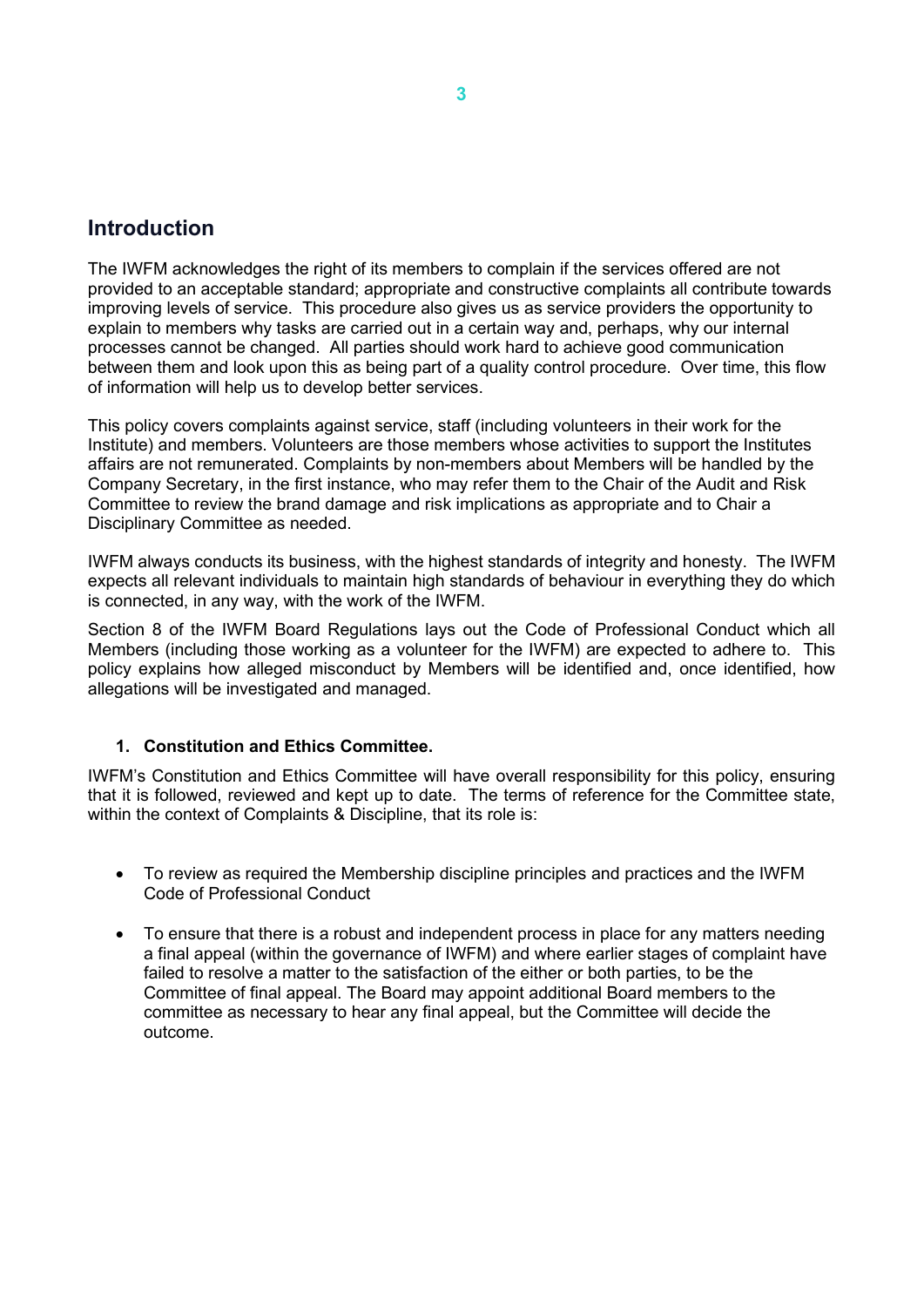## Introduction

The IWFM acknowledges the right of its members to complain if the services offered are not provided to an acceptable standard; appropriate and constructive complaints all contribute towards improving levels of service. This procedure also gives us as service providers the opportunity to explain to members why tasks are carried out in a certain way and, perhaps, why our internal processes cannot be changed. All parties should work hard to achieve good communication between them and look upon this as being part of a quality control procedure. Over time, this flow of information will help us to develop better services.

This policy covers complaints against service, staff (including volunteers in their work for the Institute) and members. Volunteers are those members whose activities to support the Institutes affairs are not remunerated. Complaints by non-members about Members will be handled by the Company Secretary, in the first instance, who may refer them to the Chair of the Audit and Risk Committee to review the brand damage and risk implications as appropriate and to Chair a Disciplinary Committee as needed.

IWFM always conducts its business, with the highest standards of integrity and honesty. The IWFM expects all relevant individuals to maintain high standards of behaviour in everything they do which is connected, in any way, with the work of the IWFM.

Section 8 of the IWFM Board Regulations lays out the Code of Professional Conduct which all Members (including those working as a volunteer for the IWFM) are expected to adhere to. This policy explains how alleged misconduct by Members will be identified and, once identified, how allegations will be investigated and managed.

### 1. Constitution and Ethics Committee.

IWFM's Constitution and Ethics Committee will have overall responsibility for this policy, ensuring that it is followed, reviewed and kept up to date. The terms of reference for the Committee state, within the context of Complaints & Discipline, that its role is:

- To review as required the Membership discipline principles and practices and the IWFM Code of Professional Conduct
- To ensure that there is a robust and independent process in place for any matters needing a final appeal (within the governance of IWFM) and where earlier stages of complaint have failed to resolve a matter to the satisfaction of the either or both parties, to be the Committee of final appeal. The Board may appoint additional Board members to the committee as necessary to hear any final appeal, but the Committee will decide the outcome.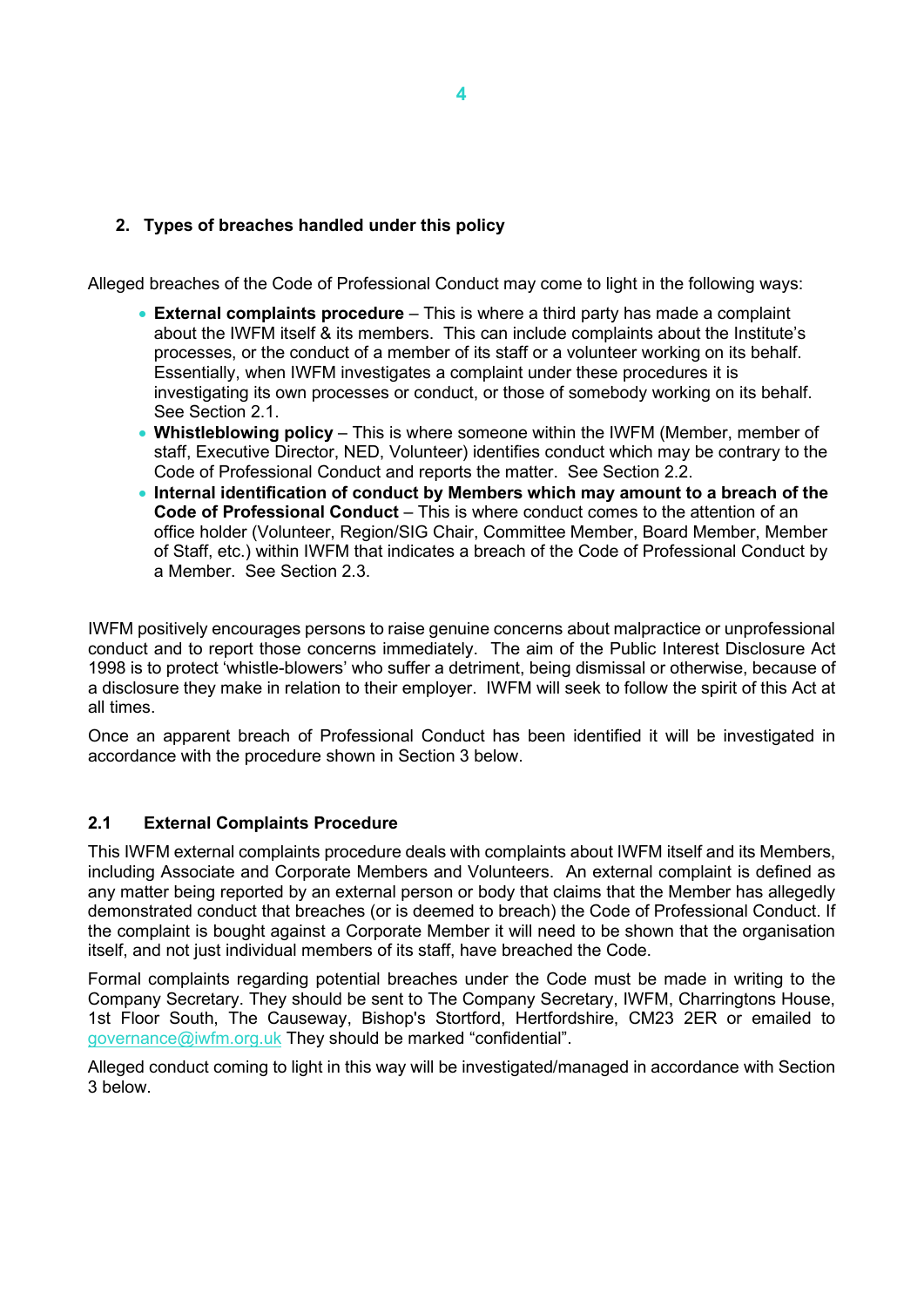## 2. Types of breaches handled under this policy

Alleged breaches of the Code of Professional Conduct may come to light in the following ways:

- **External complaints procedure** – This is where a third party has made a complaint about the IWFM itself & its members. This can include complaints about the Institute's processes, or the conduct of a member of its staff or a volunteer working on its behalf. Essentially, when IWFM investigates a complaint under these procedures it is investigating its own processes or conduct, or those of somebody working on its behalf. See Section 2.1.
- **Whistleblowing policy** – This is where someone within the IWFM (Member, member of staff, Executive Director, NED, Volunteer) identifies conduct which may be contrary to the Code of Professional Conduct and reports the matter. See Section 2.2.
- **Internal identification of conduct by Members which may amount to a breach of the Code of Professional Conduct** – This is where conduct comes to the attention of an office holder (Volunteer, Region/SIG Chair, Committee Member, Board Member, Member of Staff, etc.) within IWFM that indicates a breach of the Code of Professional Conduct by a Member. See Section 2.3.

IWFM positively encourages persons to raise genuine concerns about malpractice or unprofessional conduct and to report those concerns immediately. The aim of the Public Interest Disclosure Act 1998 is to protect 'whistle-blowers' who suffer a detriment, being dismissal or otherwise, because of a disclosure they make in relation to their employer. IWFM will seek to follow the spirit of this Act at all times.

Once an apparent breach of Professional Conduct has been identified it will be investigated in accordance with the procedure shown in Section 3 below.

### 2.1 External Complaints Procedure

This IWFM external complaints procedure deals with complaints about IWFM itself and its Members, including Associate and Corporate Members and Volunteers. An external complaint is defined as any matter being reported by an external person or body that claims that the Member has allegedly demonstrated conduct that breaches (or is deemed to breach) the Code of Professional Conduct. If the complaint is bought against a Corporate Member it will need to be shown that the organisation itself, and not just individual members of its staff, have breached the Code.

Formal complaints regarding potential breaches under the Code must be made in writing to the Company Secretary. They should be sent to The Company Secretary, IWFM, Charringtons House, 1st Floor South, The Causeway, Bishop's Stortford, Hertfordshire, CM23 2ER or emailed to governance@iwfm.org.uk They should be marked "confidential".

Alleged conduct coming to light in this way will be investigated/managed in accordance with Section 3 below.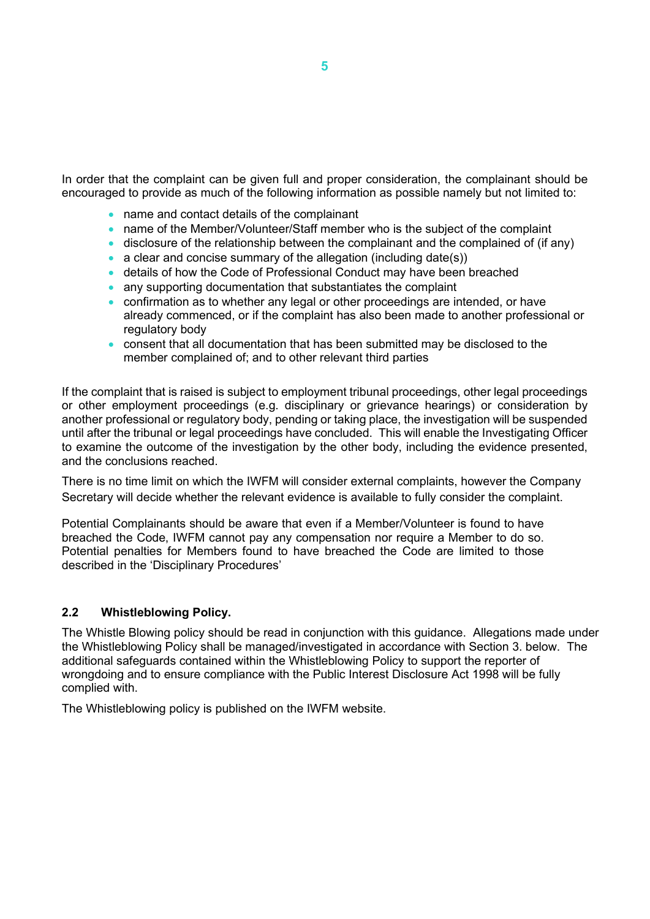In order that the complaint can be given full and proper consideration, the complainant should be encouraged to provide as much of the following information as possible namely but not limited to:

- name and contact details of the complainant
- name of the Member/Volunteer/Staff member who is the subject of the complaint
- disclosure of the relationship between the complainant and the complained of (if any)
- a clear and concise summary of the allegation (including date(s))
- details of how the Code of Professional Conduct may have been breached
- any supporting documentation that substantiates the complaint
- confirmation as to whether any legal or other proceedings are intended, or have already commenced, or if the complaint has also been made to another professional or regulatory body
- consent that all documentation that has been submitted may be disclosed to the member complained of; and to other relevant third parties

If the complaint that is raised is subject to employment tribunal proceedings, other legal proceedings or other employment proceedings (e.g. disciplinary or grievance hearings) or consideration by another professional or regulatory body, pending or taking place, the investigation will be suspended until after the tribunal or legal proceedings have concluded. This will enable the Investigating Officer to examine the outcome of the investigation by the other body, including the evidence presented, and the conclusions reached.

There is no time limit on which the IWFM will consider external complaints, however the Company Secretary will decide whether the relevant evidence is available to fully consider the complaint.

Potential Complainants should be aware that even if a Member/Volunteer is found to have breached the Code, IWFM cannot pay any compensation nor require a Member to do so. Potential penalties for Members found to have breached the Code are limited to those described in the 'Disciplinary Procedures'

### 2.2 Whistleblowing Policy.

The Whistle Blowing policy should be read in conjunction with this guidance. Allegations made under the Whistleblowing Policy shall be managed/investigated in accordance with Section 3. below. The additional safeguards contained within the Whistleblowing Policy to support the reporter of wrongdoing and to ensure compliance with the Public Interest Disclosure Act 1998 will be fully complied with.

The Whistleblowing policy is published on the IWFM website.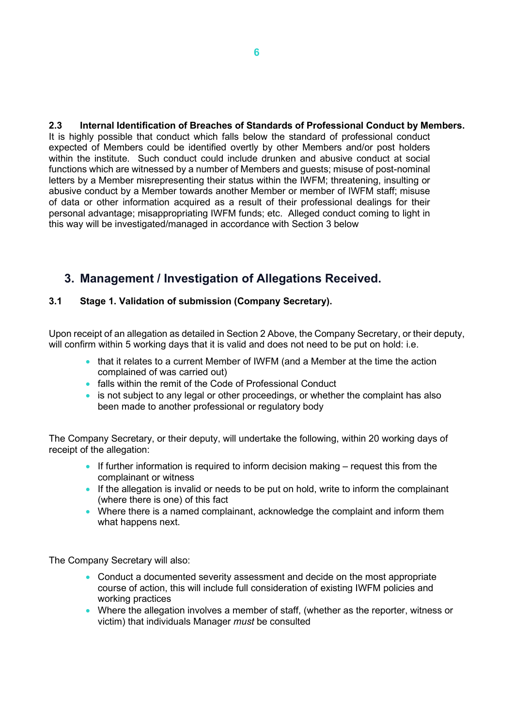**2.3 Internal Identification of Breaches of Standards of Professional Conduct by Members.**
It is highly possible that conduct which falls below the standard of professional conduct expected of Members could be identified overtly by other Members and/or post holders within the institute. Such conduct could include drunken and abusive conduct at social functions which are witnessed by a number of Members and guests; misuse of post-nominal letters by a Member misrepresenting their status within the IWFM; threatening, insulting or abusive conduct by a Member towards another Member or member of IWFM staff; misuse of data or other information acquired as a result of their professional dealings for their personal advantage; misappropriating IWFM funds; etc. Alleged conduct coming to light in this way will be investigated/managed in accordance with Section 3 below

## 3. Management / Investigation of Allegations Received.

**3.1 Stage 1. Validation of submission (Company Secretary).**

Upon receipt of an allegation as detailed in Section 2 Above, the Company Secretary, or their deputy, will confirm within 5 working days that it is valid and does not need to be put on hold: i.e.

- that it relates to a current Member of IWFM (and a Member at the time the action complained of was carried out)
- falls within the remit of the Code of Professional Conduct
- is not subject to any legal or other proceedings, or whether the complaint has also been made to another professional or regulatory body

The Company Secretary, or their deputy, will undertake the following, within 20 working days of receipt of the allegation:

- If further information is required to inform decision making – request this from the complainant or witness
- If the allegation is invalid or needs to be put on hold, write to inform the complainant (where there is one) of this fact
- Where there is a named complainant, acknowledge the complaint and inform them what happens next.

The Company Secretary will also:

- Conduct a documented severity assessment and decide on the most appropriate course of action, this will include full consideration of existing IWFM policies and working practices
- Where the allegation involves a member of staff, (whether as the reporter, witness or victim) that individuals Manager *must* be consulted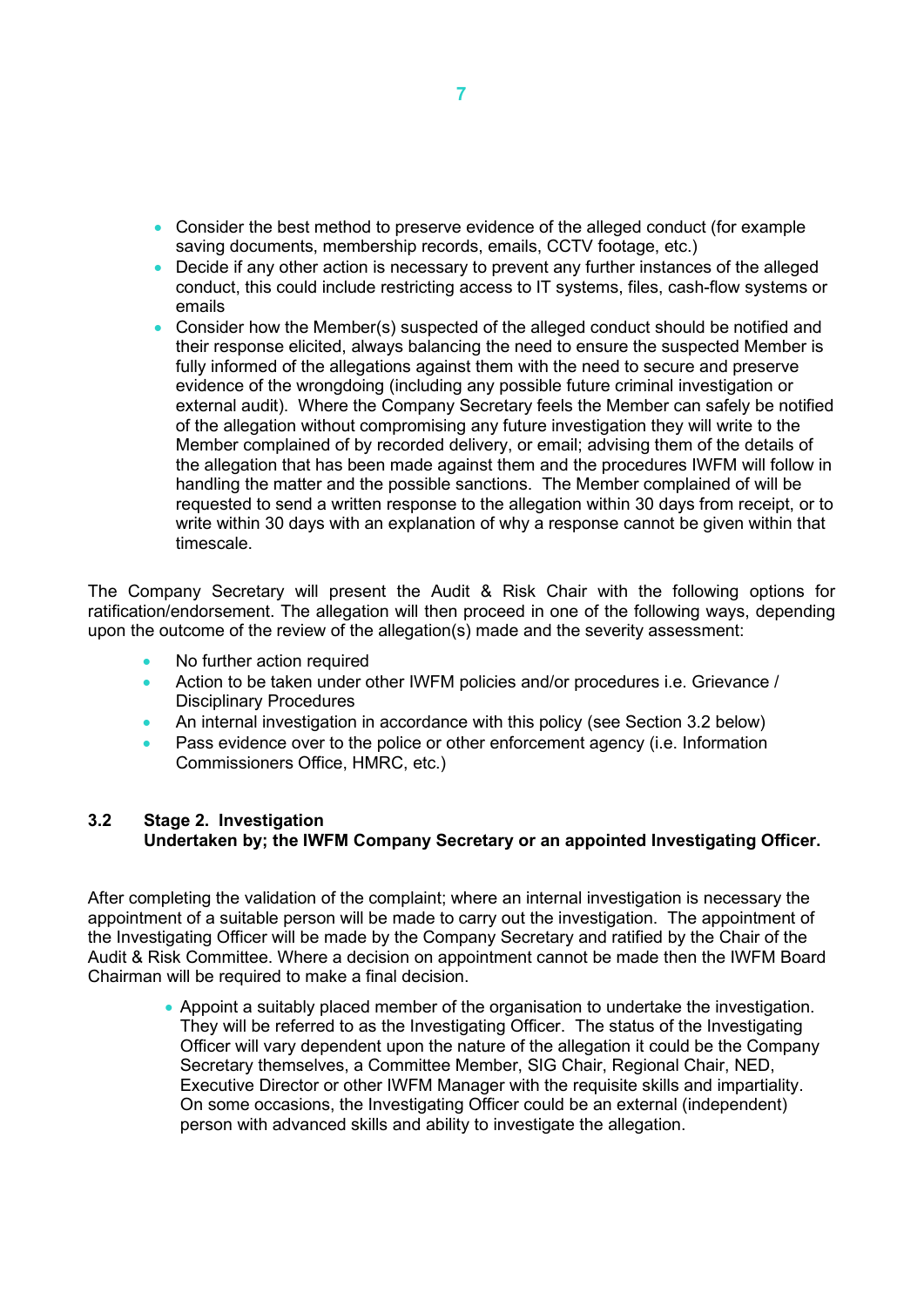- Consider the best method to preserve evidence of the alleged conduct (for example saving documents, membership records, emails, CCTV footage, etc.)
- Decide if any other action is necessary to prevent any further instances of the alleged conduct, this could include restricting access to IT systems, files, cash-flow systems or emails
- Consider how the Member(s) suspected of the alleged conduct should be notified and their response elicited, always balancing the need to ensure the suspected Member is fully informed of the allegations against them with the need to secure and preserve evidence of the wrongdoing (including any possible future criminal investigation or external audit). Where the Company Secretary feels the Member can safely be notified of the allegation without compromising any future investigation they will write to the Member complained of by recorded delivery, or email; advising them of the details of the allegation that has been made against them and the procedures IWFM will follow in handling the matter and the possible sanctions. The Member complained of will be requested to send a written response to the allegation within 30 days from receipt, or to write within 30 days with an explanation of why a response cannot be given within that timescale.

The Company Secretary will present the Audit & Risk Chair with the following options for ratification/endorsement. The allegation will then proceed in one of the following ways, depending upon the outcome of the review of the allegation(s) made and the severity assessment:

- No further action required
- Action to be taken under other IWFM policies and/or procedures i.e. Grievance / Disciplinary Procedures
- An internal investigation in accordance with this policy (see Section 3.2 below)
- Pass evidence over to the police or other enforcement agency (i.e. Information Commissioners Office, HMRC, etc.)

### 3.2 Stage 2. Investigation
**Undertaken by; the IWFM Company Secretary or an appointed Investigating Officer.**

After completing the validation of the complaint; where an internal investigation is necessary the appointment of a suitable person will be made to carry out the investigation. The appointment of the Investigating Officer will be made by the Company Secretary and ratified by the Chair of the Audit & Risk Committee. Where a decision on appointment cannot be made then the IWFM Board Chairman will be required to make a final decision.

- Appoint a suitably placed member of the organisation to undertake the investigation. They will be referred to as the Investigating Officer. The status of the Investigating Officer will vary dependent upon the nature of the allegation it could be the Company Secretary themselves, a Committee Member, SIG Chair, Regional Chair, NED, Executive Director or other IWFM Manager with the requisite skills and impartiality. On some occasions, the Investigating Officer could be an external (independent) person with advanced skills and ability to investigate the allegation.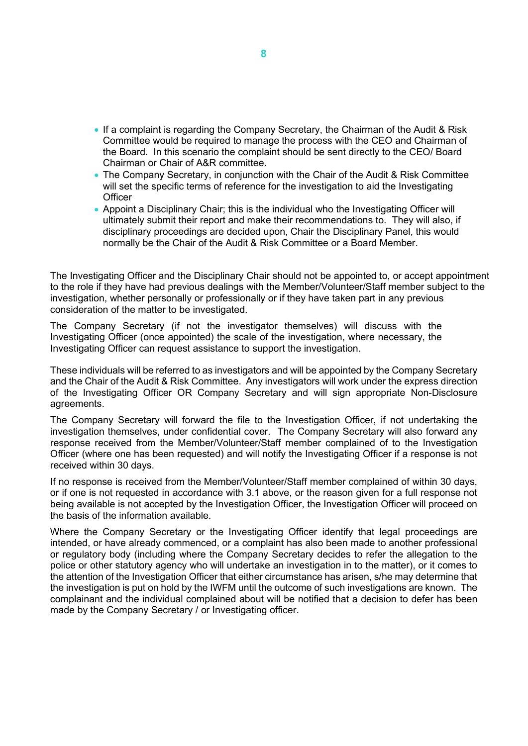- If a complaint is regarding the Company Secretary, the Chairman of the Audit & Risk Committee would be required to manage the process with the CEO and Chairman of the Board. In this scenario the complaint should be sent directly to the CEO/ Board Chairman or Chair of A&R committee.
- The Company Secretary, in conjunction with the Chair of the Audit & Risk Committee will set the specific terms of reference for the investigation to aid the Investigating Officer
- Appoint a Disciplinary Chair; this is the individual who the Investigating Officer will ultimately submit their report and make their recommendations to. They will also, if disciplinary proceedings are decided upon, Chair the Disciplinary Panel, this would normally be the Chair of the Audit & Risk Committee or a Board Member.

The Investigating Officer and the Disciplinary Chair should not be appointed to, or accept appointment to the role if they have had previous dealings with the Member/Volunteer/Staff member subject to the investigation, whether personally or professionally or if they have taken part in any previous consideration of the matter to be investigated.

The Company Secretary (if not the investigator themselves) will discuss with the Investigating Officer (once appointed) the scale of the investigation, where necessary, the Investigating Officer can request assistance to support the investigation.

These individuals will be referred to as investigators and will be appointed by the Company Secretary and the Chair of the Audit & Risk Committee. Any investigators will work under the express direction of the Investigating Officer OR Company Secretary and will sign appropriate Non-Disclosure agreements.

The Company Secretary will forward the file to the Investigation Officer, if not undertaking the investigation themselves, under confidential cover. The Company Secretary will also forward any response received from the Member/Volunteer/Staff member complained of to the Investigation Officer (where one has been requested) and will notify the Investigating Officer if a response is not received within 30 days.

If no response is received from the Member/Volunteer/Staff member complained of within 30 days, or if one is not requested in accordance with 3.1 above, or the reason given for a full response not being available is not accepted by the Investigation Officer, the Investigation Officer will proceed on the basis of the information available.

Where the Company Secretary or the Investigating Officer identify that legal proceedings are intended, or have already commenced, or a complaint has also been made to another professional or regulatory body (including where the Company Secretary decides to refer the allegation to the police or other statutory agency who will undertake an investigation in to the matter), or it comes to the attention of the Investigation Officer that either circumstance has arisen, s/he may determine that the investigation is put on hold by the IWFM until the outcome of such investigations are known. The complainant and the individual complained about will be notified that a decision to defer has been made by the Company Secretary / or Investigating officer.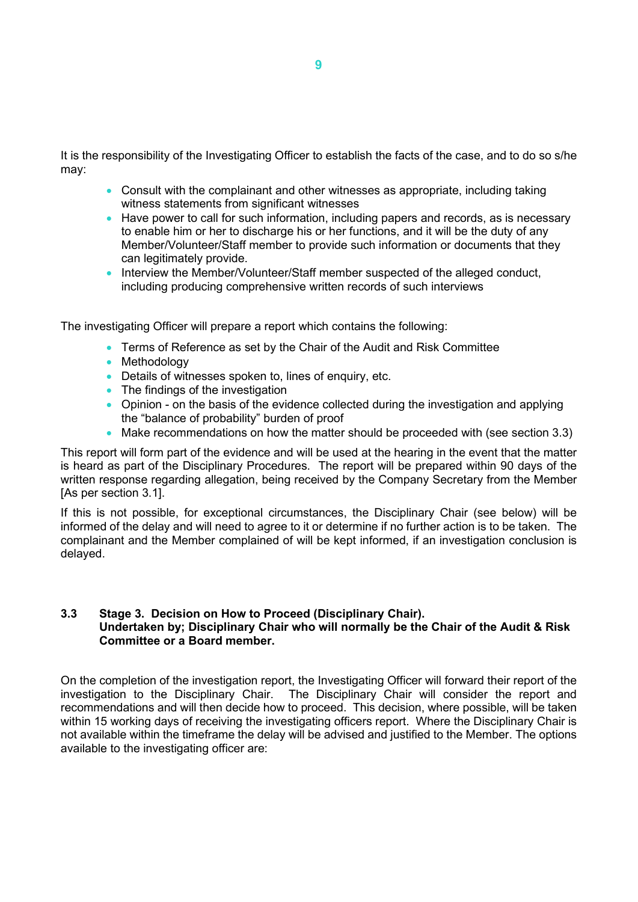It is the responsibility of the Investigating Officer to establish the facts of the case, and to do so s/he may:

- Consult with the complainant and other witnesses as appropriate, including taking witness statements from significant witnesses
- Have power to call for such information, including papers and records, as is necessary to enable him or her to discharge his or her functions, and it will be the duty of any Member/Volunteer/Staff member to provide such information or documents that they can legitimately provide.
- Interview the Member/Volunteer/Staff member suspected of the alleged conduct, including producing comprehensive written records of such interviews

The investigating Officer will prepare a report which contains the following:

- Terms of Reference as set by the Chair of the Audit and Risk Committee
- Methodology
- Details of witnesses spoken to, lines of enquiry, etc.
- The findings of the investigation
- Opinion - on the basis of the evidence collected during the investigation and applying the "balance of probability" burden of proof
- Make recommendations on how the matter should be proceeded with (see section 3.3)

This report will form part of the evidence and will be used at the hearing in the event that the matter is heard as part of the Disciplinary Procedures. The report will be prepared within 90 days of the written response regarding allegation, being received by the Company Secretary from the Member [As per section 3.1].

If this is not possible, for exceptional circumstances, the Disciplinary Chair (see below) will be informed of the delay and will need to agree to it or determine if no further action is to be taken. The complainant and the Member complained of will be kept informed, if an investigation conclusion is delayed.

### 3.3 Stage 3. Decision on How to Proceed (Disciplinary Chair). Undertaken by; Disciplinary Chair who will normally be the Chair of the Audit & Risk Committee or a Board member.

On the completion of the investigation report, the Investigating Officer will forward their report of the investigation to the Disciplinary Chair. The Disciplinary Chair will consider the report and recommendations and will then decide how to proceed. This decision, where possible, will be taken within 15 working days of receiving the investigating officers report. Where the Disciplinary Chair is not available within the timeframe the delay will be advised and justified to the Member. The options available to the investigating officer are: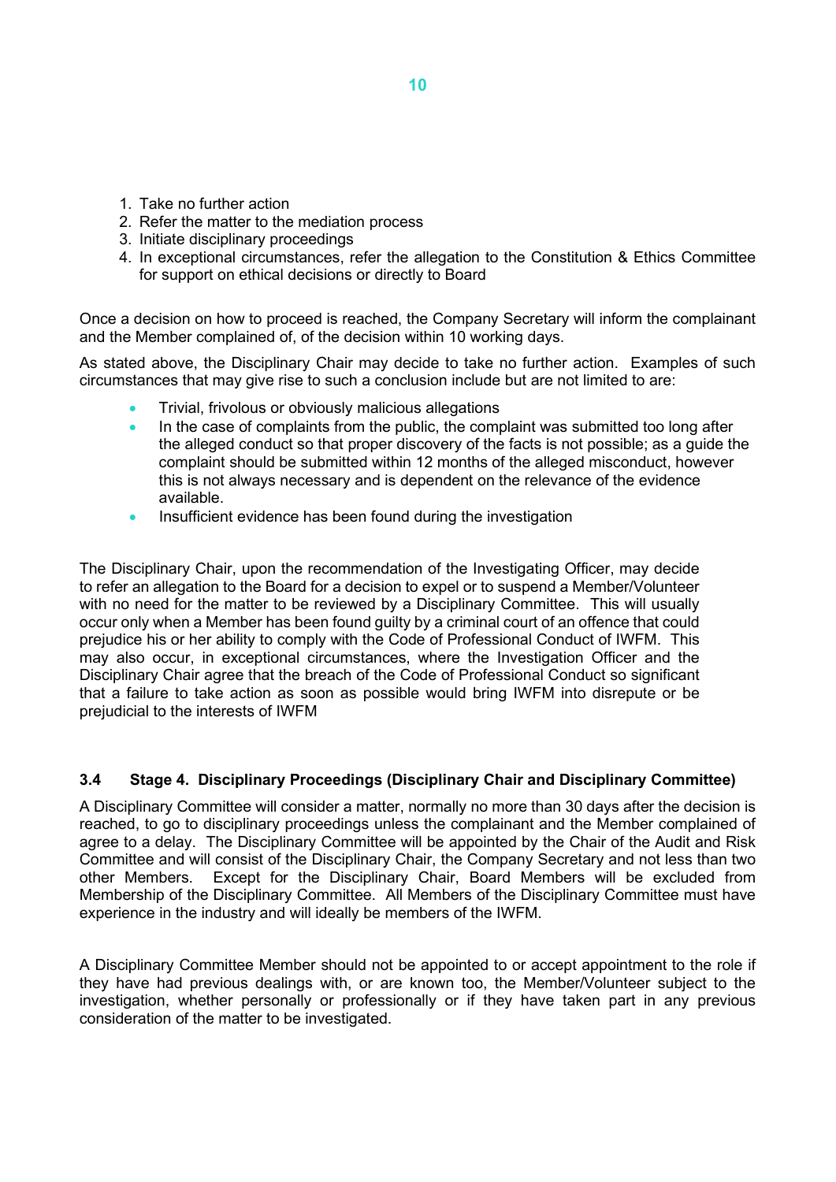1. Take no further action
2. Refer the matter to the mediation process
3. Initiate disciplinary proceedings
4. In exceptional circumstances, refer the allegation to the Constitution & Ethics Committee for support on ethical decisions or directly to Board

Once a decision on how to proceed is reached, the Company Secretary will inform the complainant and the Member complained of, of the decision within 10 working days.

As stated above, the Disciplinary Chair may decide to take no further action. Examples of such circumstances that may give rise to such a conclusion include but are not limited to are:

- Trivial, frivolous or obviously malicious allegations
- In the case of complaints from the public, the complaint was submitted too long after the alleged conduct so that proper discovery of the facts is not possible; as a guide the complaint should be submitted within 12 months of the alleged misconduct, however this is not always necessary and is dependent on the relevance of the evidence available.
- Insufficient evidence has been found during the investigation

The Disciplinary Chair, upon the recommendation of the Investigating Officer, may decide to refer an allegation to the Board for a decision to expel or to suspend a Member/Volunteer with no need for the matter to be reviewed by a Disciplinary Committee. This will usually occur only when a Member has been found guilty by a criminal court of an offence that could prejudice his or her ability to comply with the Code of Professional Conduct of IWFM. This may also occur, in exceptional circumstances, where the Investigation Officer and the Disciplinary Chair agree that the breach of the Code of Professional Conduct so significant that a failure to take action as soon as possible would bring IWFM into disrepute or be prejudicial to the interests of IWFM

### 3.4 Stage 4. Disciplinary Proceedings (Disciplinary Chair and Disciplinary Committee)

A Disciplinary Committee will consider a matter, normally no more than 30 days after the decision is reached, to go to disciplinary proceedings unless the complainant and the Member complained of agree to a delay. The Disciplinary Committee will be appointed by the Chair of the Audit and Risk Committee and will consist of the Disciplinary Chair, the Company Secretary and not less than two other Members. Except for the Disciplinary Chair, Board Members will be excluded from Membership of the Disciplinary Committee. All Members of the Disciplinary Committee must have experience in the industry and will ideally be members of the IWFM.

A Disciplinary Committee Member should not be appointed to or accept appointment to the role if they have had previous dealings with, or are known too, the Member/Volunteer subject to the investigation, whether personally or professionally or if they have taken part in any previous consideration of the matter to be investigated.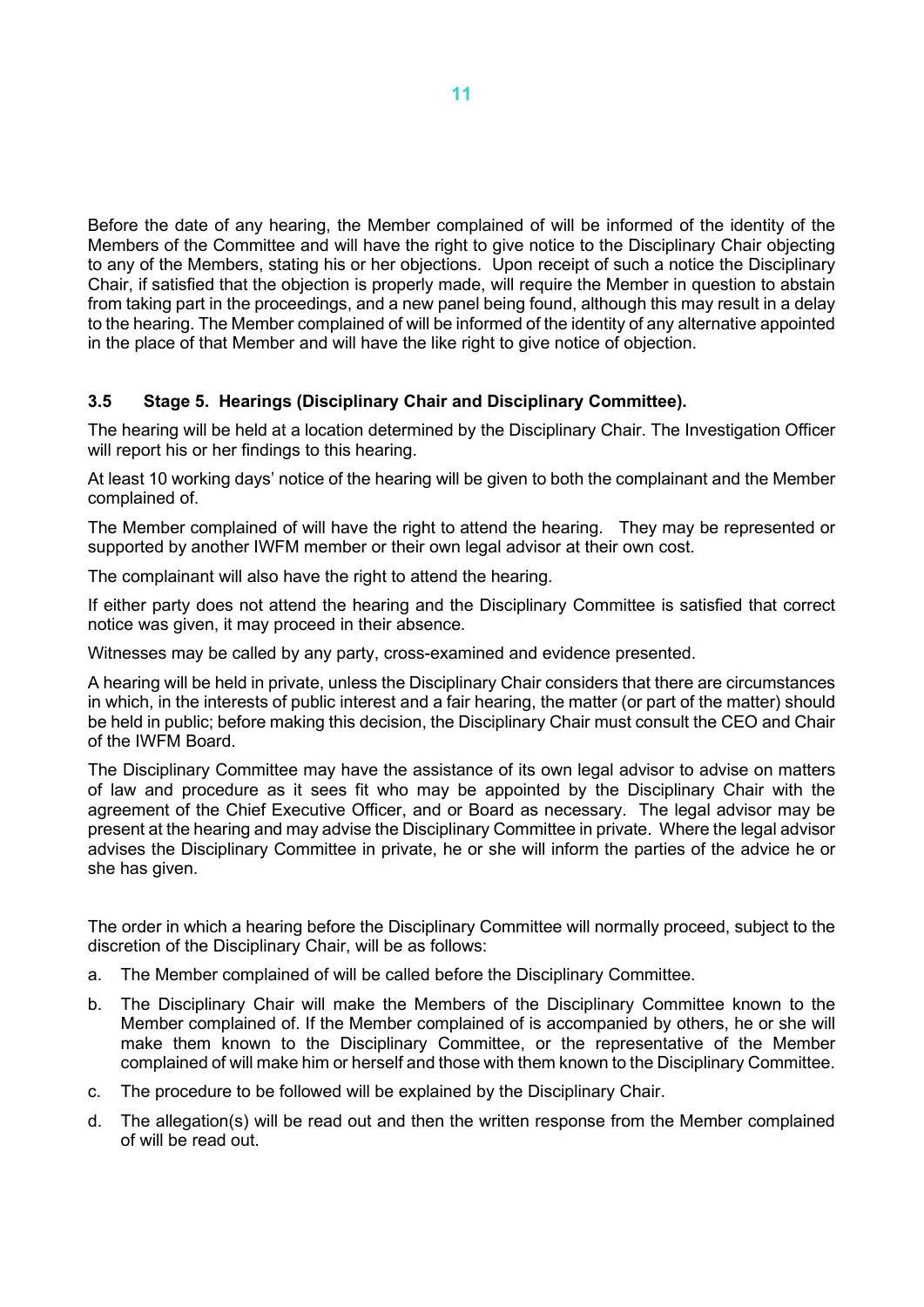Before the date of any hearing, the Member complained of will be informed of the identity of the Members of the Committee and will have the right to give notice to the Disciplinary Chair objecting to any of the Members, stating his or her objections. Upon receipt of such a notice the Disciplinary Chair, if satisfied that the objection is properly made, will require the Member in question to abstain from taking part in the proceedings, and a new panel being found, although this may result in a delay to the hearing. The Member complained of will be informed of the identity of any alternative appointed in the place of that Member and will have the like right to give notice of objection.

### 3.5 Stage 5. Hearings (Disciplinary Chair and Disciplinary Committee).

The hearing will be held at a location determined by the Disciplinary Chair. The Investigation Officer will report his or her findings to this hearing.

At least 10 working days' notice of the hearing will be given to both the complainant and the Member complained of.

The Member complained of will have the right to attend the hearing. They may be represented or supported by another IWFM member or their own legal advisor at their own cost.

The complainant will also have the right to attend the hearing.

If either party does not attend the hearing and the Disciplinary Committee is satisfied that correct notice was given, it may proceed in their absence.

Witnesses may be called by any party, cross-examined and evidence presented.

A hearing will be held in private, unless the Disciplinary Chair considers that there are circumstances in which, in the interests of public interest and a fair hearing, the matter (or part of the matter) should be held in public; before making this decision, the Disciplinary Chair must consult the CEO and Chair of the IWFM Board.

The Disciplinary Committee may have the assistance of its own legal advisor to advise on matters of law and procedure as it sees fit who may be appointed by the Disciplinary Chair with the agreement of the Chief Executive Officer, and or Board as necessary. The legal advisor may be present at the hearing and may advise the Disciplinary Committee in private. Where the legal advisor advises the Disciplinary Committee in private, he or she will inform the parties of the advice he or she has given.

The order in which a hearing before the Disciplinary Committee will normally proceed, subject to the discretion of the Disciplinary Chair, will be as follows:

a. The Member complained of will be called before the Disciplinary Committee.

b. The Disciplinary Chair will make the Members of the Disciplinary Committee known to the Member complained of. If the Member complained of is accompanied by others, he or she will make them known to the Disciplinary Committee, or the representative of the Member complained of will make him or herself and those with them known to the Disciplinary Committee.

c. The procedure to be followed will be explained by the Disciplinary Chair.

d. The allegation(s) will be read out and then the written response from the Member complained of will be read out.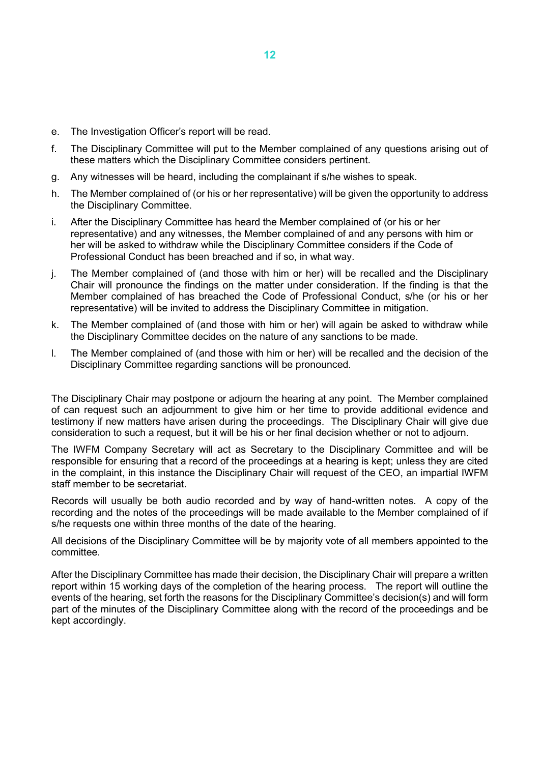e. The Investigation Officer's report will be read.

f. The Disciplinary Committee will put to the Member complained of any questions arising out of these matters which the Disciplinary Committee considers pertinent.

g. Any witnesses will be heard, including the complainant if s/he wishes to speak.

h. The Member complained of (or his or her representative) will be given the opportunity to address the Disciplinary Committee.

i. After the Disciplinary Committee has heard the Member complained of (or his or her representative) and any witnesses, the Member complained of and any persons with him or her will be asked to withdraw while the Disciplinary Committee considers if the Code of Professional Conduct has been breached and if so, in what way.

j. The Member complained of (and those with him or her) will be recalled and the Disciplinary Chair will pronounce the findings on the matter under consideration. If the finding is that the Member complained of has breached the Code of Professional Conduct, s/he (or his or her representative) will be invited to address the Disciplinary Committee in mitigation.

k. The Member complained of (and those with him or her) will again be asked to withdraw while the Disciplinary Committee decides on the nature of any sanctions to be made.

l. The Member complained of (and those with him or her) will be recalled and the decision of the Disciplinary Committee regarding sanctions will be pronounced.

The Disciplinary Chair may postpone or adjourn the hearing at any point. The Member complained of can request such an adjournment to give him or her time to provide additional evidence and testimony if new matters have arisen during the proceedings. The Disciplinary Chair will give due consideration to such a request, but it will be his or her final decision whether or not to adjourn.

The IWFM Company Secretary will act as Secretary to the Disciplinary Committee and will be responsible for ensuring that a record of the proceedings at a hearing is kept; unless they are cited in the complaint, in this instance the Disciplinary Chair will request of the CEO, an impartial IWFM staff member to be secretariat.

Records will usually be both audio recorded and by way of hand-written notes. A copy of the recording and the notes of the proceedings will be made available to the Member complained of if s/he requests one within three months of the date of the hearing.

All decisions of the Disciplinary Committee will be by majority vote of all members appointed to the committee.

After the Disciplinary Committee has made their decision, the Disciplinary Chair will prepare a written report within 15 working days of the completion of the hearing process. The report will outline the events of the hearing, set forth the reasons for the Disciplinary Committee's decision(s) and will form part of the minutes of the Disciplinary Committee along with the record of the proceedings and be kept accordingly.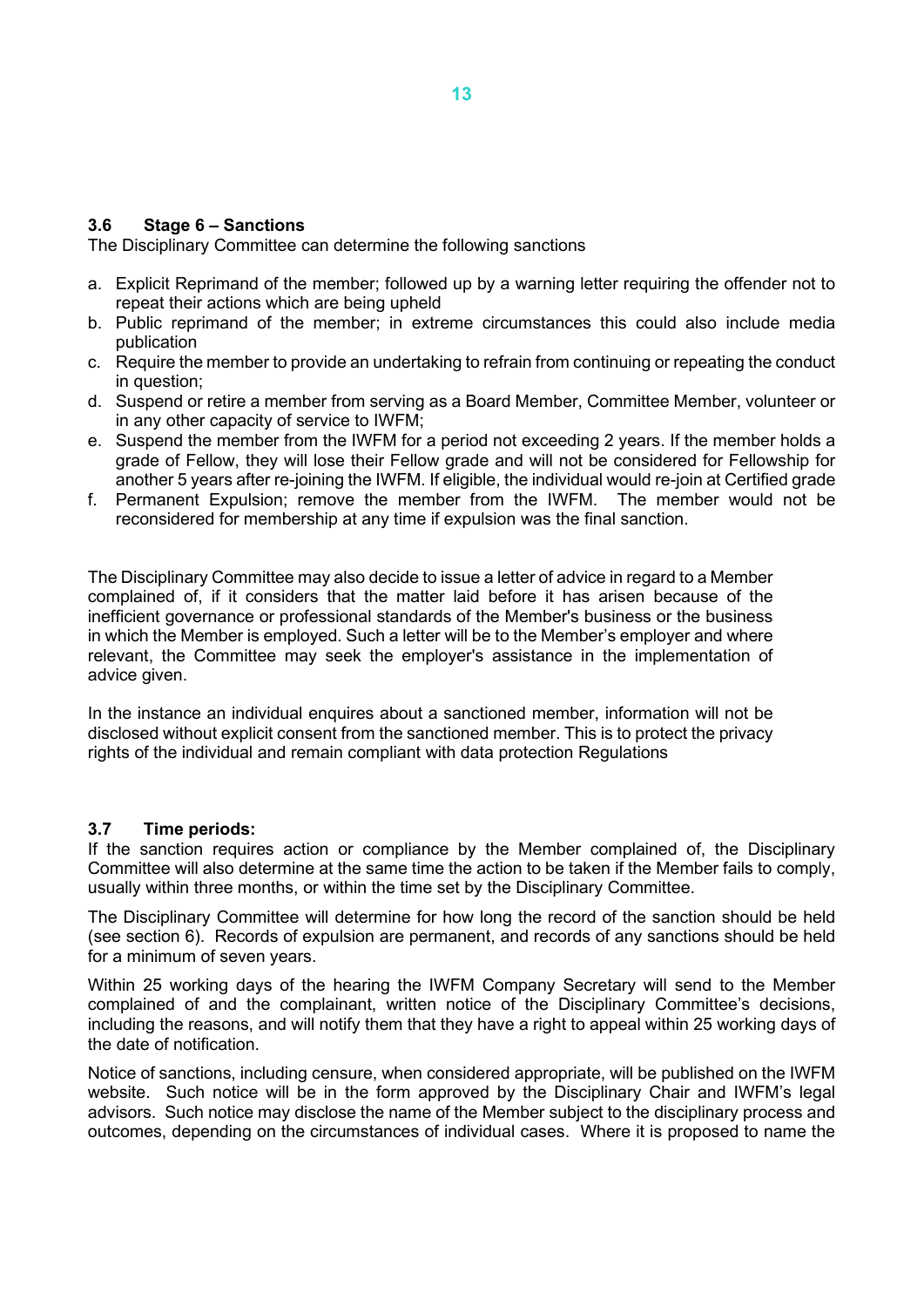### 3.6 Stage 6 – Sanctions

The Disciplinary Committee can determine the following sanctions

a. Explicit Reprimand of the member; followed up by a warning letter requiring the offender not to repeat their actions which are being upheld
b. Public reprimand of the member; in extreme circumstances this could also include media publication
c. Require the member to provide an undertaking to refrain from continuing or repeating the conduct in question;
d. Suspend or retire a member from serving as a Board Member, Committee Member, volunteer or in any other capacity of service to IWFM;
e. Suspend the member from the IWFM for a period not exceeding 2 years. If the member holds a grade of Fellow, they will lose their Fellow grade and will not be considered for Fellowship for another 5 years after re-joining the IWFM. If eligible, the individual would re-join at Certified grade
f. Permanent Expulsion; remove the member from the IWFM. The member would not be reconsidered for membership at any time if expulsion was the final sanction.

The Disciplinary Committee may also decide to issue a letter of advice in regard to a Member complained of, if it considers that the matter laid before it has arisen because of the inefficient governance or professional standards of the Member's business or the business in which the Member is employed. Such a letter will be to the Member's employer and where relevant, the Committee may seek the employer's assistance in the implementation of advice given.

In the instance an individual enquires about a sanctioned member, information will not be disclosed without explicit consent from the sanctioned member. This is to protect the privacy rights of the individual and remain compliant with data protection Regulations

### 3.7 Time periods:

If the sanction requires action or compliance by the Member complained of, the Disciplinary Committee will also determine at the same time the action to be taken if the Member fails to comply, usually within three months, or within the time set by the Disciplinary Committee.

The Disciplinary Committee will determine for how long the record of the sanction should be held (see section 6). Records of expulsion are permanent, and records of any sanctions should be held for a minimum of seven years.

Within 25 working days of the hearing the IWFM Company Secretary will send to the Member complained of and the complainant, written notice of the Disciplinary Committee's decisions, including the reasons, and will notify them that they have a right to appeal within 25 working days of the date of notification.

Notice of sanctions, including censure, when considered appropriate, will be published on the IWFM website. Such notice will be in the form approved by the Disciplinary Chair and IWFM's legal advisors. Such notice may disclose the name of the Member subject to the disciplinary process and outcomes, depending on the circumstances of individual cases. Where it is proposed to name the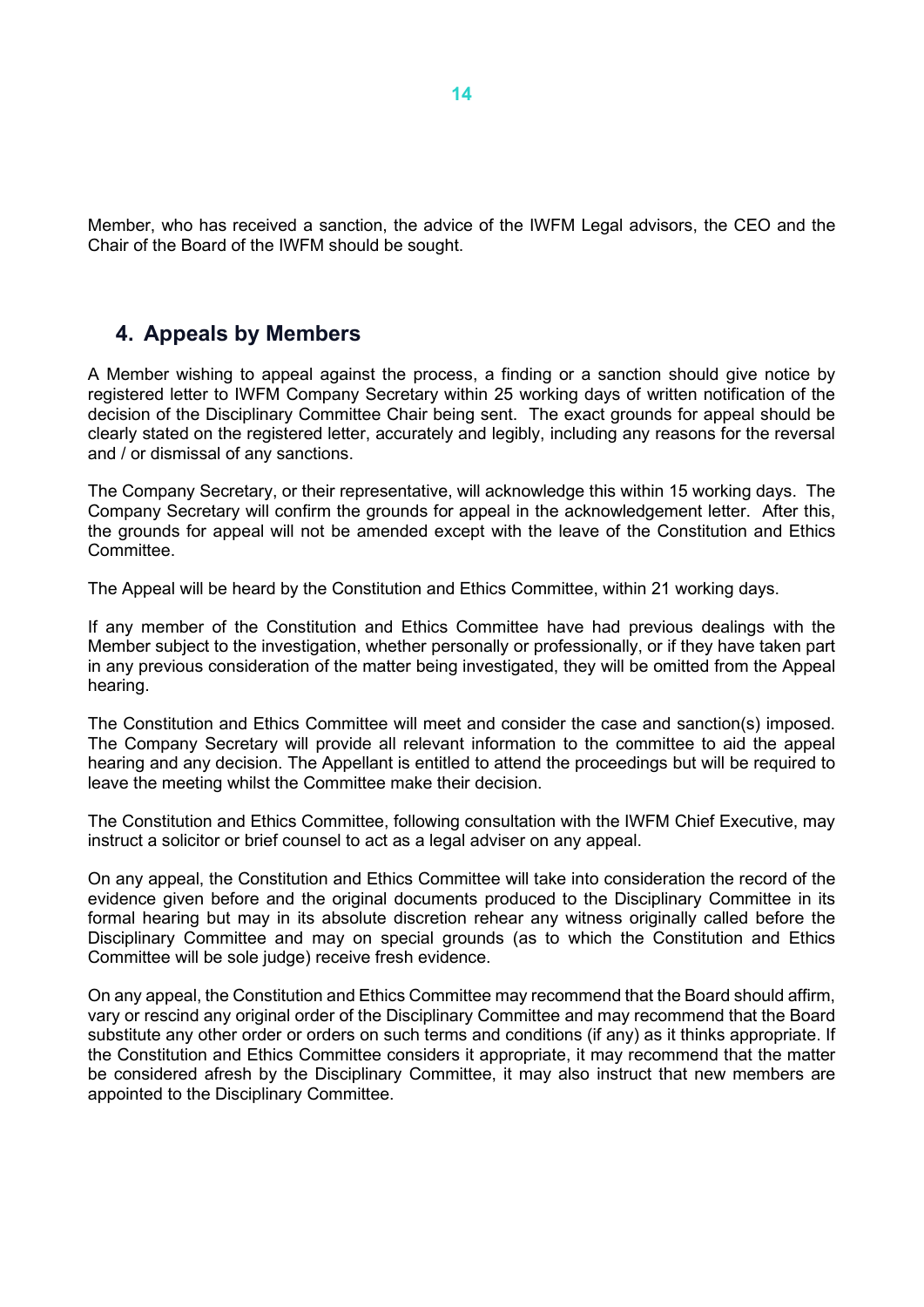Member, who has received a sanction, the advice of the IWFM Legal advisors, the CEO and the Chair of the Board of the IWFM should be sought.

## 4. Appeals by Members

A Member wishing to appeal against the process, a finding or a sanction should give notice by registered letter to IWFM Company Secretary within 25 working days of written notification of the decision of the Disciplinary Committee Chair being sent. The exact grounds for appeal should be clearly stated on the registered letter, accurately and legibly, including any reasons for the reversal and / or dismissal of any sanctions.

The Company Secretary, or their representative, will acknowledge this within 15 working days. The Company Secretary will confirm the grounds for appeal in the acknowledgement letter. After this, the grounds for appeal will not be amended except with the leave of the Constitution and Ethics Committee.

The Appeal will be heard by the Constitution and Ethics Committee, within 21 working days.

If any member of the Constitution and Ethics Committee have had previous dealings with the Member subject to the investigation, whether personally or professionally, or if they have taken part in any previous consideration of the matter being investigated, they will be omitted from the Appeal hearing.

The Constitution and Ethics Committee will meet and consider the case and sanction(s) imposed. The Company Secretary will provide all relevant information to the committee to aid the appeal hearing and any decision. The Appellant is entitled to attend the proceedings but will be required to leave the meeting whilst the Committee make their decision.

The Constitution and Ethics Committee, following consultation with the IWFM Chief Executive, may instruct a solicitor or brief counsel to act as a legal adviser on any appeal.

On any appeal, the Constitution and Ethics Committee will take into consideration the record of the evidence given before and the original documents produced to the Disciplinary Committee in its formal hearing but may in its absolute discretion rehear any witness originally called before the Disciplinary Committee and may on special grounds (as to which the Constitution and Ethics Committee will be sole judge) receive fresh evidence.

On any appeal, the Constitution and Ethics Committee may recommend that the Board should affirm, vary or rescind any original order of the Disciplinary Committee and may recommend that the Board substitute any other order or orders on such terms and conditions (if any) as it thinks appropriate. If the Constitution and Ethics Committee considers it appropriate, it may recommend that the matter be considered afresh by the Disciplinary Committee, it may also instruct that new members are appointed to the Disciplinary Committee.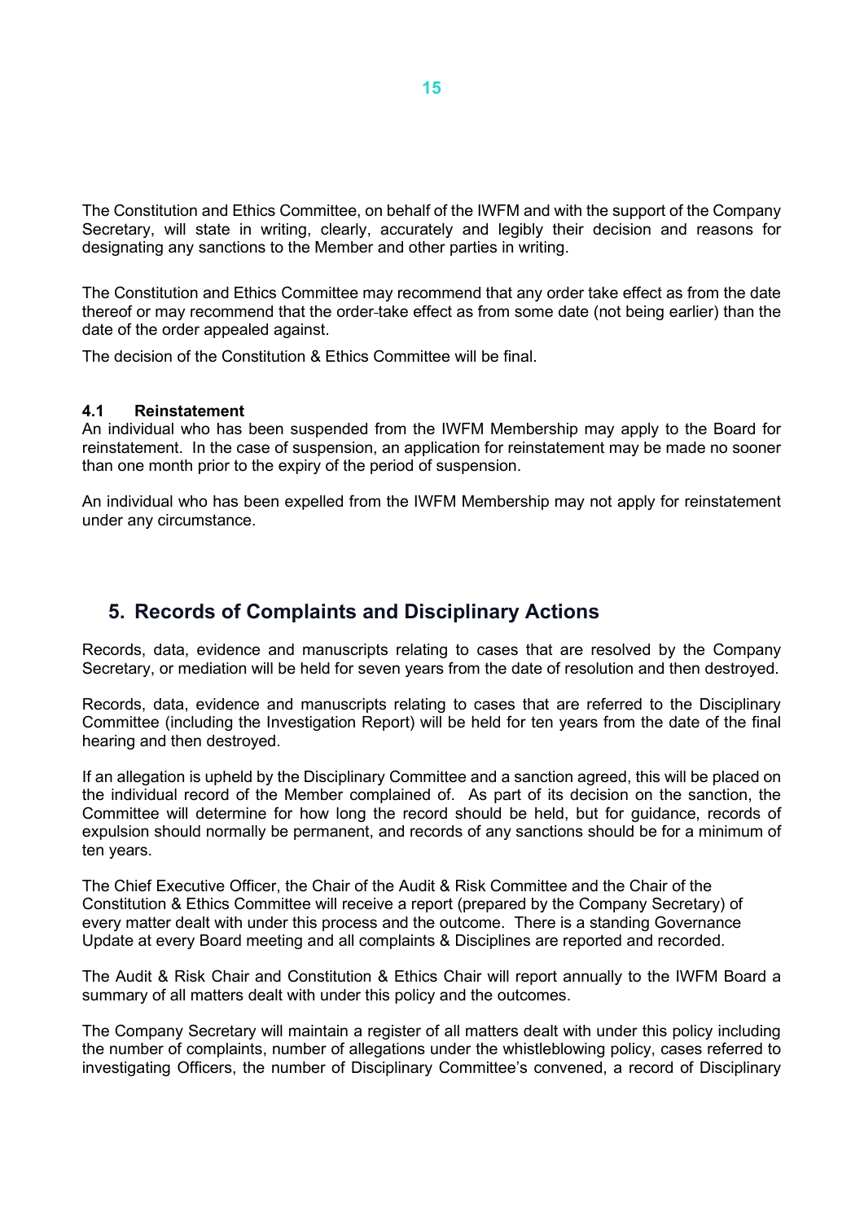The Constitution and Ethics Committee, on behalf of the IWFM and with the support of the Company Secretary, will state in writing, clearly, accurately and legibly their decision and reasons for designating any sanctions to the Member and other parties in writing.

The Constitution and Ethics Committee may recommend that any order take effect as from the date thereof or may recommend that the order take effect as from some date (not being earlier) than the date of the order appealed against.

The decision of the Constitution & Ethics Committee will be final.

### 4.1 Reinstatement

An individual who has been suspended from the IWFM Membership may apply to the Board for reinstatement. In the case of suspension, an application for reinstatement may be made no sooner than one month prior to the expiry of the period of suspension.

An individual who has been expelled from the IWFM Membership may not apply for reinstatement under any circumstance.

## 5. Records of Complaints and Disciplinary Actions

Records, data, evidence and manuscripts relating to cases that are resolved by the Company Secretary, or mediation will be held for seven years from the date of resolution and then destroyed.

Records, data, evidence and manuscripts relating to cases that are referred to the Disciplinary Committee (including the Investigation Report) will be held for ten years from the date of the final hearing and then destroyed.

If an allegation is upheld by the Disciplinary Committee and a sanction agreed, this will be placed on the individual record of the Member complained of. As part of its decision on the sanction, the Committee will determine for how long the record should be held, but for guidance, records of expulsion should normally be permanent, and records of any sanctions should be for a minimum of ten years.

The Chief Executive Officer, the Chair of the Audit & Risk Committee and the Chair of the Constitution & Ethics Committee will receive a report (prepared by the Company Secretary) of every matter dealt with under this process and the outcome. There is a standing Governance Update at every Board meeting and all complaints & Disciplines are reported and recorded.

The Audit & Risk Chair and Constitution & Ethics Chair will report annually to the IWFM Board a summary of all matters dealt with under this policy and the outcomes.

The Company Secretary will maintain a register of all matters dealt with under this policy including the number of complaints, number of allegations under the whistleblowing policy, cases referred to investigating Officers, the number of Disciplinary Committee's convened, a record of Disciplinary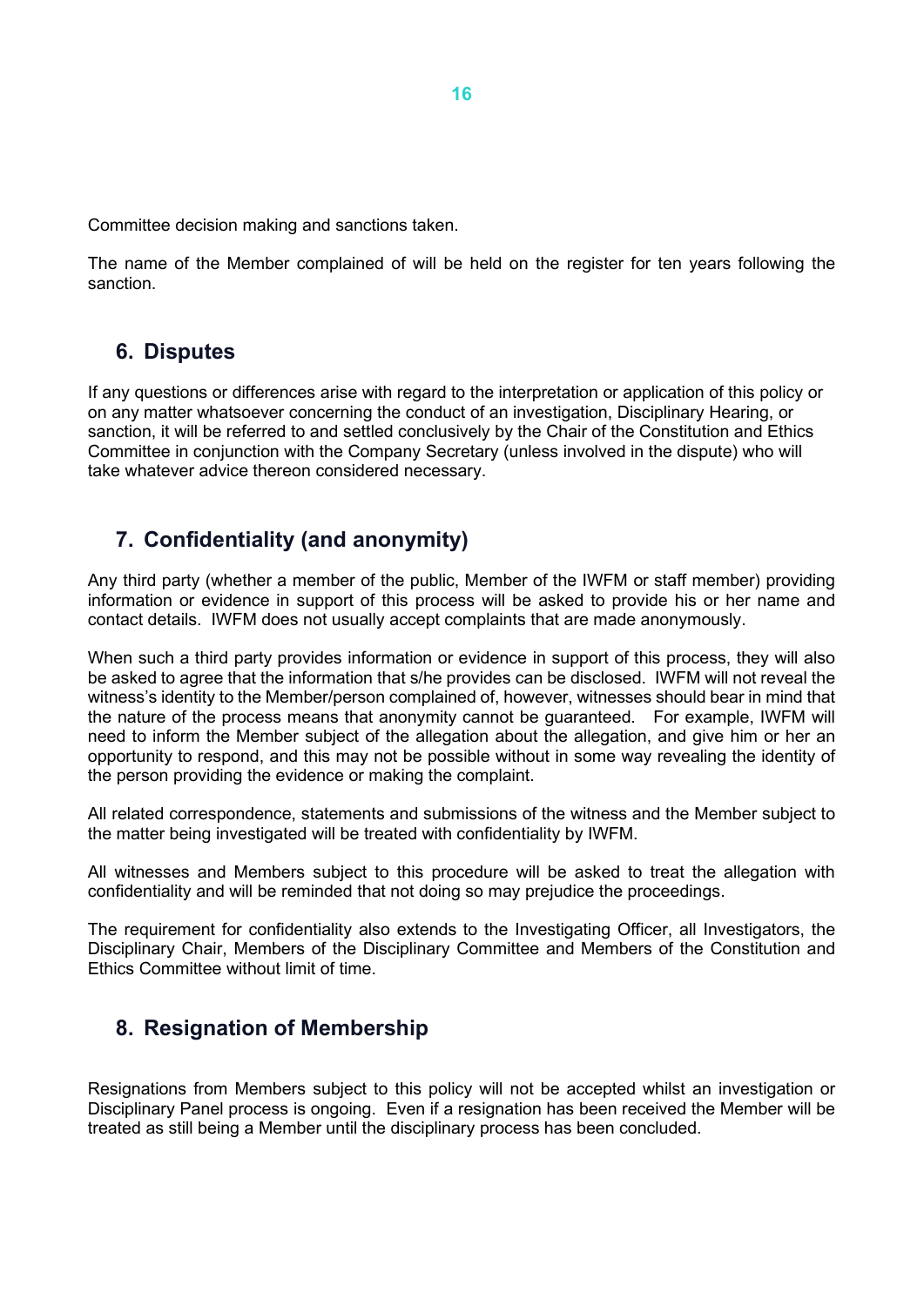Committee decision making and sanctions taken.

The name of the Member complained of will be held on the register for ten years following the sanction.

## 6. Disputes

If any questions or differences arise with regard to the interpretation or application of this policy or on any matter whatsoever concerning the conduct of an investigation, Disciplinary Hearing, or sanction, it will be referred to and settled conclusively by the Chair of the Constitution and Ethics Committee in conjunction with the Company Secretary (unless involved in the dispute) who will take whatever advice thereon considered necessary.

## 7. Confidentiality (and anonymity)

Any third party (whether a member of the public, Member of the IWFM or staff member) providing information or evidence in support of this process will be asked to provide his or her name and contact details. IWFM does not usually accept complaints that are made anonymously.

When such a third party provides information or evidence in support of this process, they will also be asked to agree that the information that s/he provides can be disclosed. IWFM will not reveal the witness's identity to the Member/person complained of, however, witnesses should bear in mind that the nature of the process means that anonymity cannot be guaranteed. For example, IWFM will need to inform the Member subject of the allegation about the allegation, and give him or her an opportunity to respond, and this may not be possible without in some way revealing the identity of the person providing the evidence or making the complaint.

All related correspondence, statements and submissions of the witness and the Member subject to the matter being investigated will be treated with confidentiality by IWFM.

All witnesses and Members subject to this procedure will be asked to treat the allegation with confidentiality and will be reminded that not doing so may prejudice the proceedings.

The requirement for confidentiality also extends to the Investigating Officer, all Investigators, the Disciplinary Chair, Members of the Disciplinary Committee and Members of the Constitution and Ethics Committee without limit of time.

## 8. Resignation of Membership

Resignations from Members subject to this policy will not be accepted whilst an investigation or Disciplinary Panel process is ongoing. Even if a resignation has been received the Member will be treated as still being a Member until the disciplinary process has been concluded.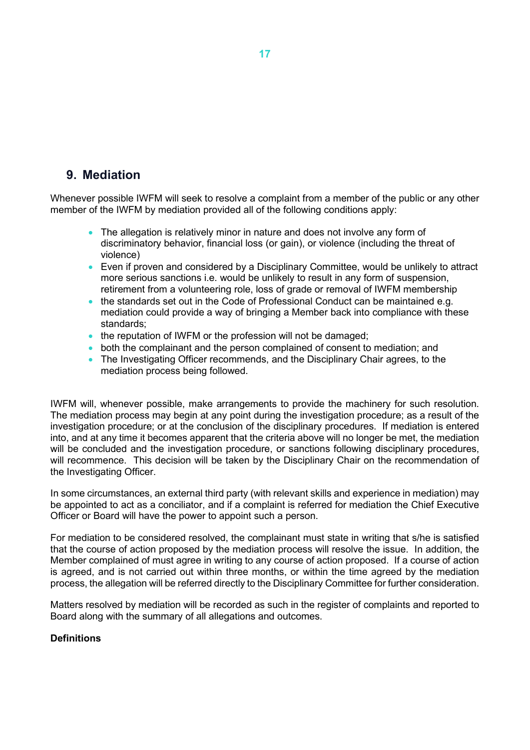## 9. Mediation

Whenever possible IWFM will seek to resolve a complaint from a member of the public or any other member of the IWFM by mediation provided all of the following conditions apply:

- The allegation is relatively minor in nature and does not involve any form of discriminatory behavior, financial loss (or gain), or violence (including the threat of violence)
- Even if proven and considered by a Disciplinary Committee, would be unlikely to attract more serious sanctions i.e. would be unlikely to result in any form of suspension, retirement from a volunteering role, loss of grade or removal of IWFM membership
- the standards set out in the Code of Professional Conduct can be maintained e.g. mediation could provide a way of bringing a Member back into compliance with these standards;
- the reputation of IWFM or the profession will not be damaged;
- both the complainant and the person complained of consent to mediation; and
- The Investigating Officer recommends, and the Disciplinary Chair agrees, to the mediation process being followed.

IWFM will, whenever possible, make arrangements to provide the machinery for such resolution. The mediation process may begin at any point during the investigation procedure; as a result of the investigation procedure; or at the conclusion of the disciplinary procedures. If mediation is entered into, and at any time it becomes apparent that the criteria above will no longer be met, the mediation will be concluded and the investigation procedure, or sanctions following disciplinary procedures, will recommence. This decision will be taken by the Disciplinary Chair on the recommendation of the Investigating Officer.

In some circumstances, an external third party (with relevant skills and experience in mediation) may be appointed to act as a conciliator, and if a complaint is referred for mediation the Chief Executive Officer or Board will have the power to appoint such a person.

For mediation to be considered resolved, the complainant must state in writing that s/he is satisfied that the course of action proposed by the mediation process will resolve the issue. In addition, the Member complained of must agree in writing to any course of action proposed. If a course of action is agreed, and is not carried out within three months, or within the time agreed by the mediation process, the allegation will be referred directly to the Disciplinary Committee for further consideration.

Matters resolved by mediation will be recorded as such in the register of complaints and reported to Board along with the summary of all allegations and outcomes.

**Definitions**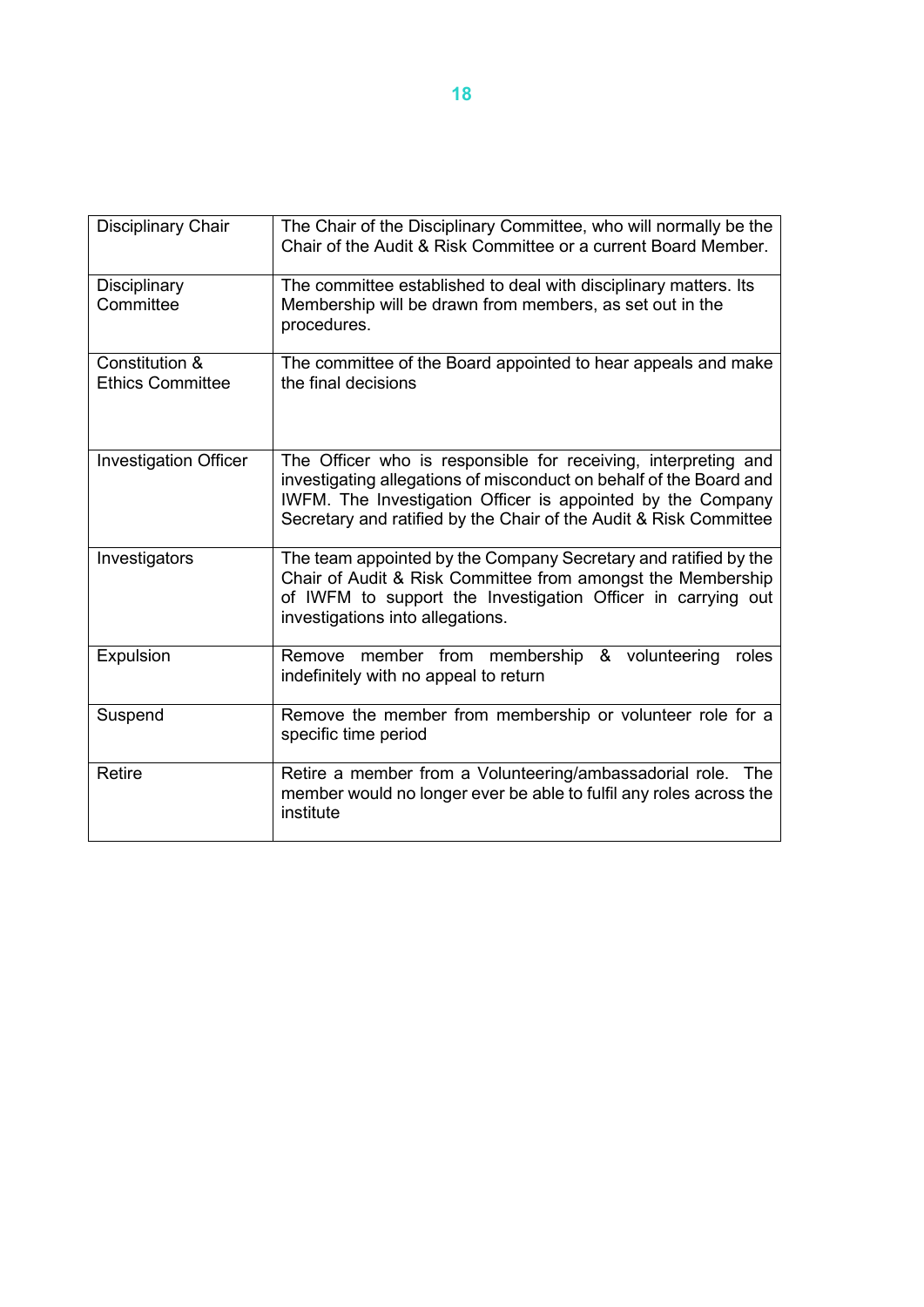| Disciplinary Chair | The Chair of the Disciplinary Committee, who will normally be the Chair of the Audit & Risk Committee or a current Board Member. |
|---|---|
| Disciplinary Committee | The committee established to deal with disciplinary matters. Its Membership will be drawn from members, as set out in the procedures. |
| Constitution & Ethics Committee | The committee of the Board appointed to hear appeals and make the final decisions |
| Investigation Officer | The Officer who is responsible for receiving, interpreting and investigating allegations of misconduct on behalf of the Board and IWFM. The Investigation Officer is appointed by the Company Secretary and ratified by the Chair of the Audit & Risk Committee |
| Investigators | The team appointed by the Company Secretary and ratified by the Chair of Audit & Risk Committee from amongst the Membership of IWFM to support the Investigation Officer in carrying out investigations into allegations. |
| Expulsion | Remove member from membership & volunteering roles indefinitely with no appeal to return |
| Suspend | Remove the member from membership or volunteer role for a specific time period |
| Retire | Retire a member from a Volunteering/ambassadorial role. The member would no longer ever be able to fulfil any roles across the institute |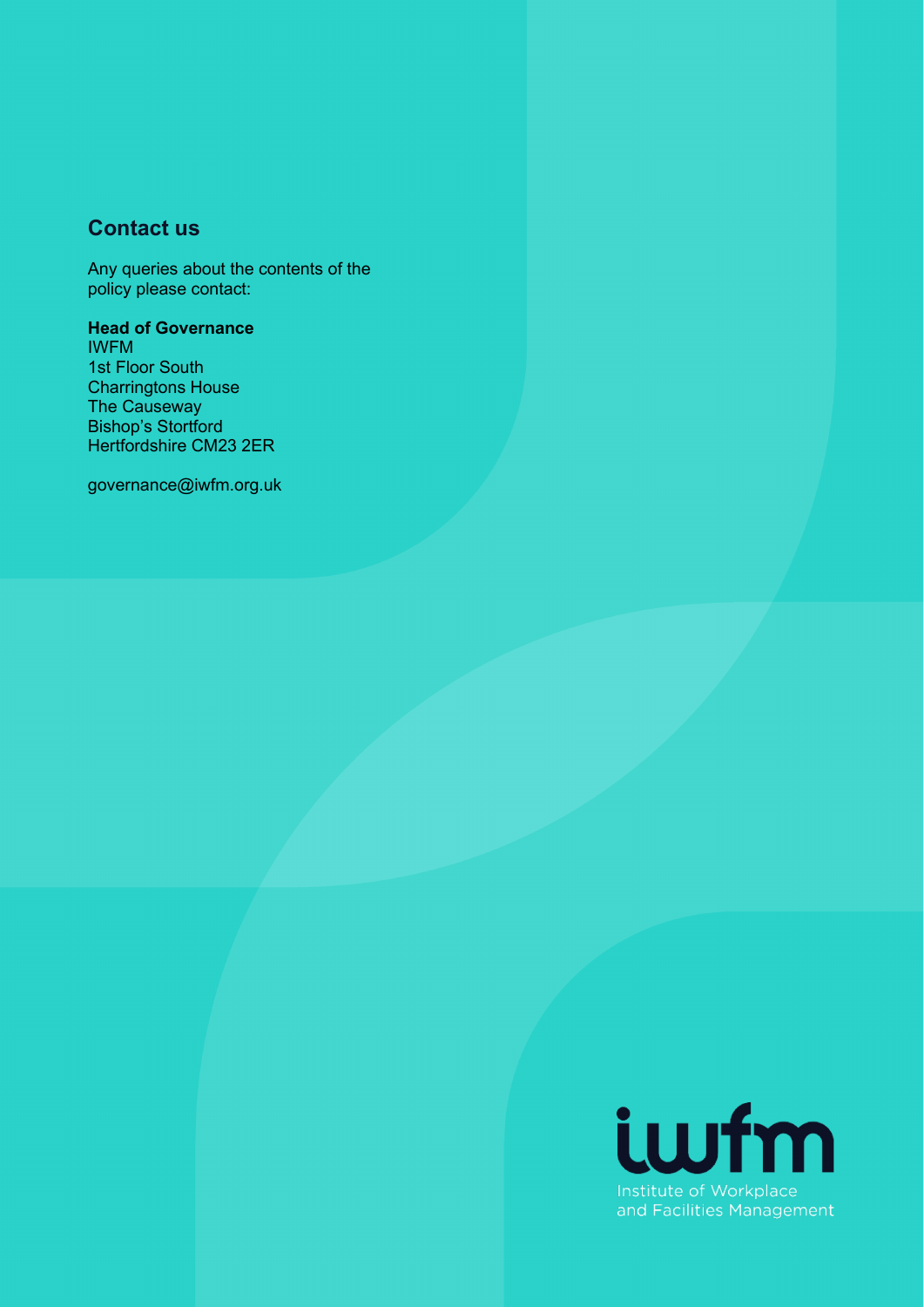## Contact us

Any queries about the contents of the policy please contact:

**Head of Governance**
IWFM
1st Floor South
Charringtons House
The Causeway
Bishop's Stortford
Hertfordshire CM23 2ER

governance@iwfm.org.uk

iwfm
Institute of Workplace and Facilities Management